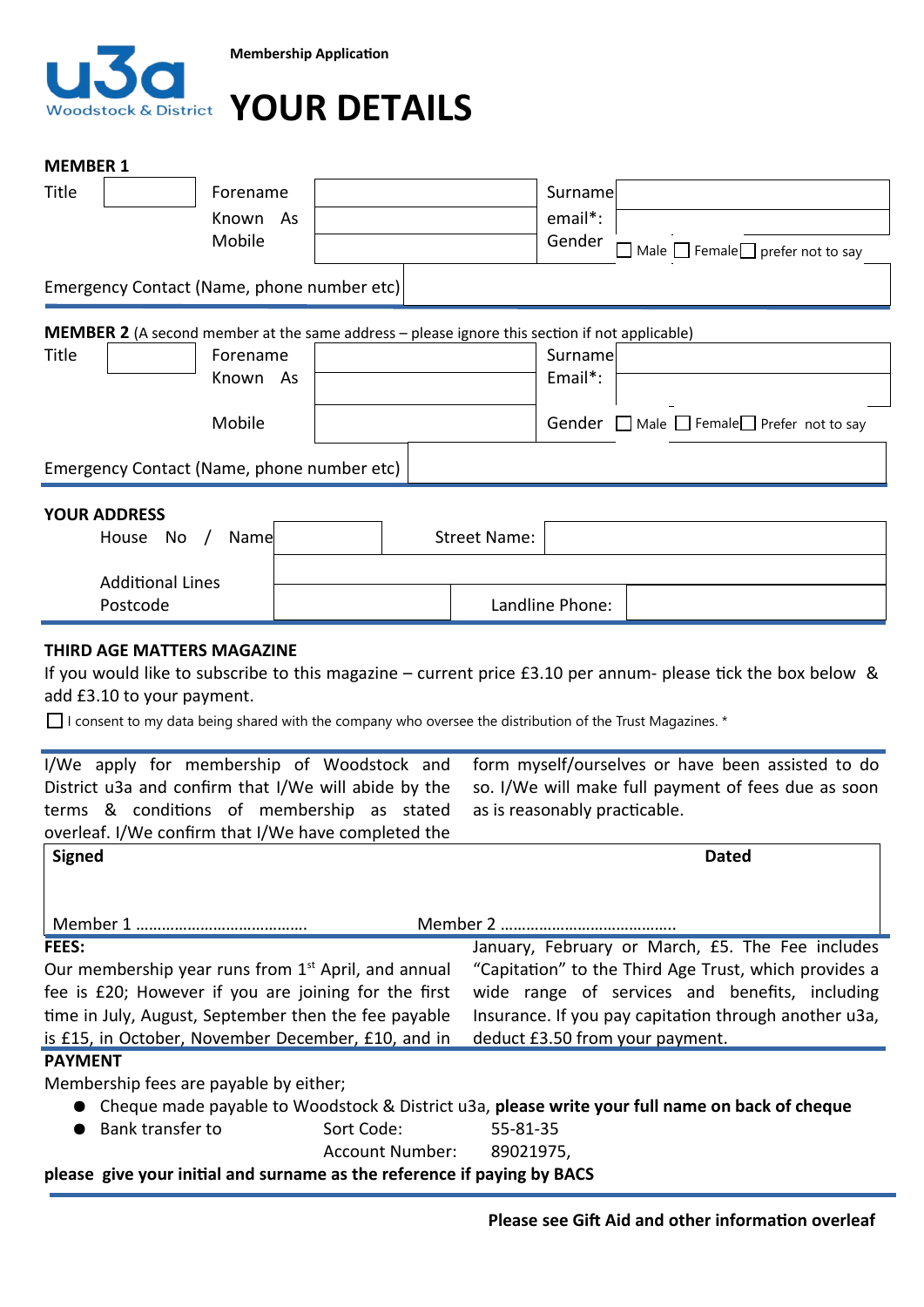u3a Woodstock & District

**Membership Application**

# YOUR DETAILS

## MEMBER 1

| Title | | Forename | | Surname | |
|---|---|---|---|---|---|
| | | Known As | | email*: | |
| | | Mobile | | Gender | ☐ Male ☐ Female ☐ prefer not to say |

Emergency Contact (Name, phone number etc)

## MEMBER 2 (A second member at the same address – please ignore this section if not applicable)

| Title | | Forename | | Surname | |
|---|---|---|---|---|---|
| | | Known As | | Email*: | |
| | | Mobile | | Gender | ☐ Male ☐ Female ☐ Prefer not to say |

Emergency Contact (Name, phone number etc)

## YOUR ADDRESS

| House No / Name | | Street Name: | |
|---|---|---|---|
| Additional Lines | | | |
| Postcode | | Landline Phone: | |

## THIRD AGE MATTERS MAGAZINE

If you would like to subscribe to this magazine – current price £3.10 per annum- please tick the box below & add £3.10 to your payment.

☐ I consent to my data being shared with the company who oversee the distribution of the Trust Magazines. *

I/We apply for membership of Woodstock and District u3a and confirm that I/We will abide by the terms & conditions of membership as stated overleaf. I/We confirm that I/We have completed the form myself/ourselves or have been assisted to do so. I/We will make full payment of fees due as soon as is reasonably practicable.

**Signed** **Dated**

Member 1 ………………………………… Member 2 …………………………………

**FEES:**

Our membership year runs from 1st April, and annual fee is £20; However if you are joining for the first time in July, August, September then the fee payable is £15, in October, November December, £10, and in January, February or March, £5. The Fee includes "Capitation" to the Third Age Trust, which provides a wide range of services and benefits, including Insurance. If you pay capitation through another u3a, deduct £3.50 from your payment.

**PAYMENT**

Membership fees are payable by either;

- Cheque made payable to Woodstock & District u3a, **please write your full name on back of cheque**
- Bank transfer to Sort Code: 55-81-35
  Account Number: 89021975,

**please give your initial and surname as the reference if paying by BACS**

**Please see Gift Aid and other information overleaf**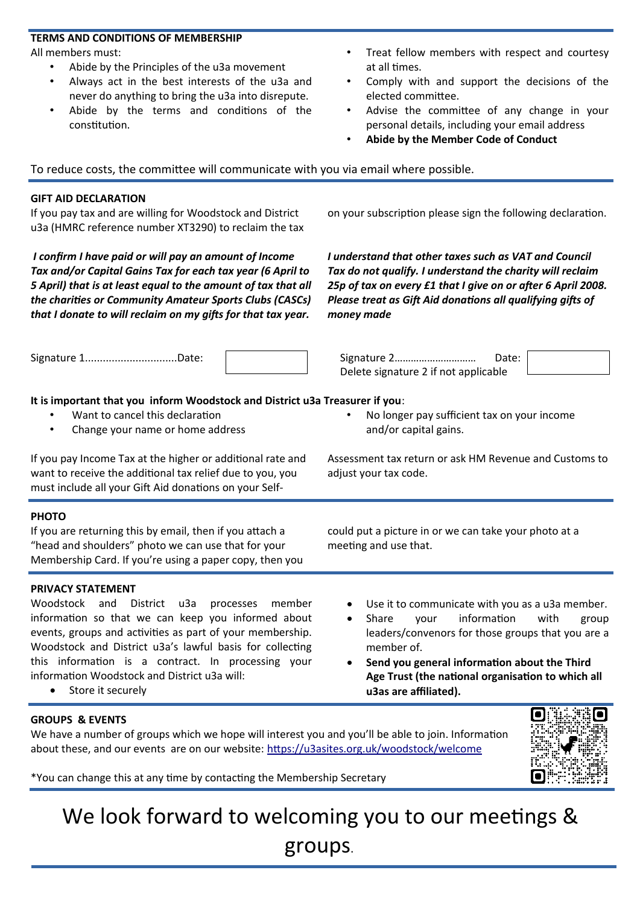**TERMS AND CONDITIONS OF MEMBERSHIP**

All members must:

- Abide by the Principles of the u3a movement
- Always act in the best interests of the u3a and never do anything to bring the u3a into disrepute.
- Abide by the terms and conditions of the constitution.
- Treat fellow members with respect and courtesy at all times.
- Comply with and support the decisions of the elected committee.
- Advise the committee of any change in your personal details, including your email address
- **Abide by the Member Code of Conduct**

To reduce costs, the committee will communicate with you via email where possible.

**GIFT AID DECLARATION**

If you pay tax and are willing for Woodstock and District u3a (HMRC reference number XT3290) to reclaim the tax on your subscription please sign the following declaration.

***I confirm I have paid or will pay an amount of Income Tax and/or Capital Gains Tax for each tax year (6 April to 5 April) that is at least equal to the amount of tax that all the charities or Community Amateur Sports Clubs (CASCs) that I donate to will reclaim on my gifts for that tax year. I understand that other taxes such as VAT and Council Tax do not qualify. I understand the charity will reclaim 25p of tax on every £1 that I give on or after 6 April 2008. Please treat as Gift Aid donations all qualifying gifts of money made***

Signature 1...............................Date:

Signature 2………………………… Date:

Delete signature 2 if not applicable

**It is important that you inform Woodstock and District u3a Treasurer if you**:

- Want to cancel this declaration
- Change your name or home address
- No longer pay sufficient tax on your income and/or capital gains.

If you pay Income Tax at the higher or additional rate and want to receive the additional tax relief due to you, you must include all your Gift Aid donations on your Self-Assessment tax return or ask HM Revenue and Customs to adjust your tax code.

**PHOTO**

If you are returning this by email, then if you attach a "head and shoulders" photo we can use that for your Membership Card. If you're using a paper copy, then you could put a picture in or we can take your photo at a meeting and use that.

**PRIVACY STATEMENT**

Woodstock and District u3a processes member information so that we can keep you informed about events, groups and activities as part of your membership. Woodstock and District u3a's lawful basis for collecting this information is a contract. In processing your information Woodstock and District u3a will:

- Store it securely
- Use it to communicate with you as a u3a member.
- Share your information with group leaders/convenors for those groups that you are a member of.
- **Send you general information about the Third Age Trust (the national organisation to which all u3as are affiliated).**

**GROUPS & EVENTS**

We have a number of groups which we hope will interest you and you'll be able to join. Information about these, and our events are on our website: https://u3asites.org.uk/woodstock/welcome

*You can change this at any time by contacting the Membership Secretary

# We look forward to welcoming you to our meetings & groups.